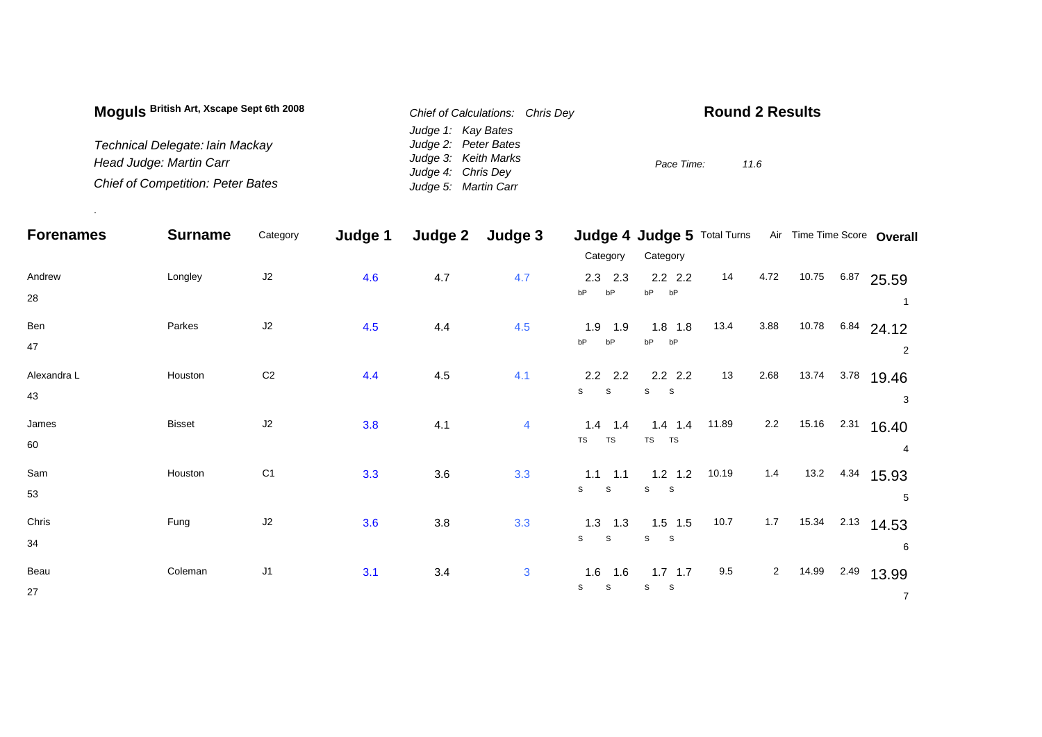**Moguls** British Art, Xscape Sept 6th 2008

*Technical Delegate: Iain Mackay*
*Head Judge: Martin Carr*
*Chief of Competition: Peter Bates*

*Chief of Calculations: Chris Dey*
*Judge 1: Kay Bates*
*Judge 2: Peter Bates*
*Judge 3: Keith Marks*
*Judge 4: Chris Dey*
*Judge 5: Martin Carr*

## Round 2 Results

*Pace Time: 11.6*

| Forenames | Surname | Category | Judge 1 | Judge 2 | Judge 3 | Judge 4 Category | | Judge 5 Category | | Total Turns | Air | Time | Time Score | Overall |
|---|---|---|---|---|---|---|---|---|---|---|---|---|---|---|
| Andrew<br>28 | Longley | J2 | 4.6 | 4.7 | 4.7 | 2.3<br>bP | 2.3<br>bP | 2.2<br>bP | 2.2<br>bP | 14 | 4.72 | 10.75 | 6.87 | 25.59<br>1 |
| Ben<br>47 | Parkes | J2 | 4.5 | 4.4 | 4.5 | 1.9<br>bP | 1.9<br>bP | 1.8<br>bP | 1.8<br>bP | 13.4 | 3.88 | 10.78 | 6.84 | 24.12<br>2 |
| Alexandra L<br>43 | Houston | C2 | 4.4 | 4.5 | 4.1 | 2.2<br>S | 2.2<br>S | 2.2<br>S | 2.2<br>S | 13 | 2.68 | 13.74 | 3.78 | 19.46<br>3 |
| James<br>60 | Bisset | J2 | 3.8 | 4.1 | 4 | 1.4<br>TS | 1.4<br>TS | 1.4<br>TS | 1.4<br>TS | 11.89 | 2.2 | 15.16 | 2.31 | 16.40<br>4 |
| Sam<br>53 | Houston | C1 | 3.3 | 3.6 | 3.3 | 1.1<br>S | 1.1<br>S | 1.2<br>S | 1.2<br>S | 10.19 | 1.4 | 13.2 | 4.34 | 15.93<br>5 |
| Chris<br>34 | Fung | J2 | 3.6 | 3.8 | 3.3 | 1.3<br>S | 1.3<br>S | 1.5<br>S | 1.5<br>S | 10.7 | 1.7 | 15.34 | 2.13 | 14.53<br>6 |
| Beau<br>27 | Coleman | J1 | 3.1 | 3.4 | 3 | 1.6<br>S | 1.6<br>S | 1.7<br>S | 1.7<br>S | 9.5 | 2 | 14.99 | 2.49 | 13.99<br>7 |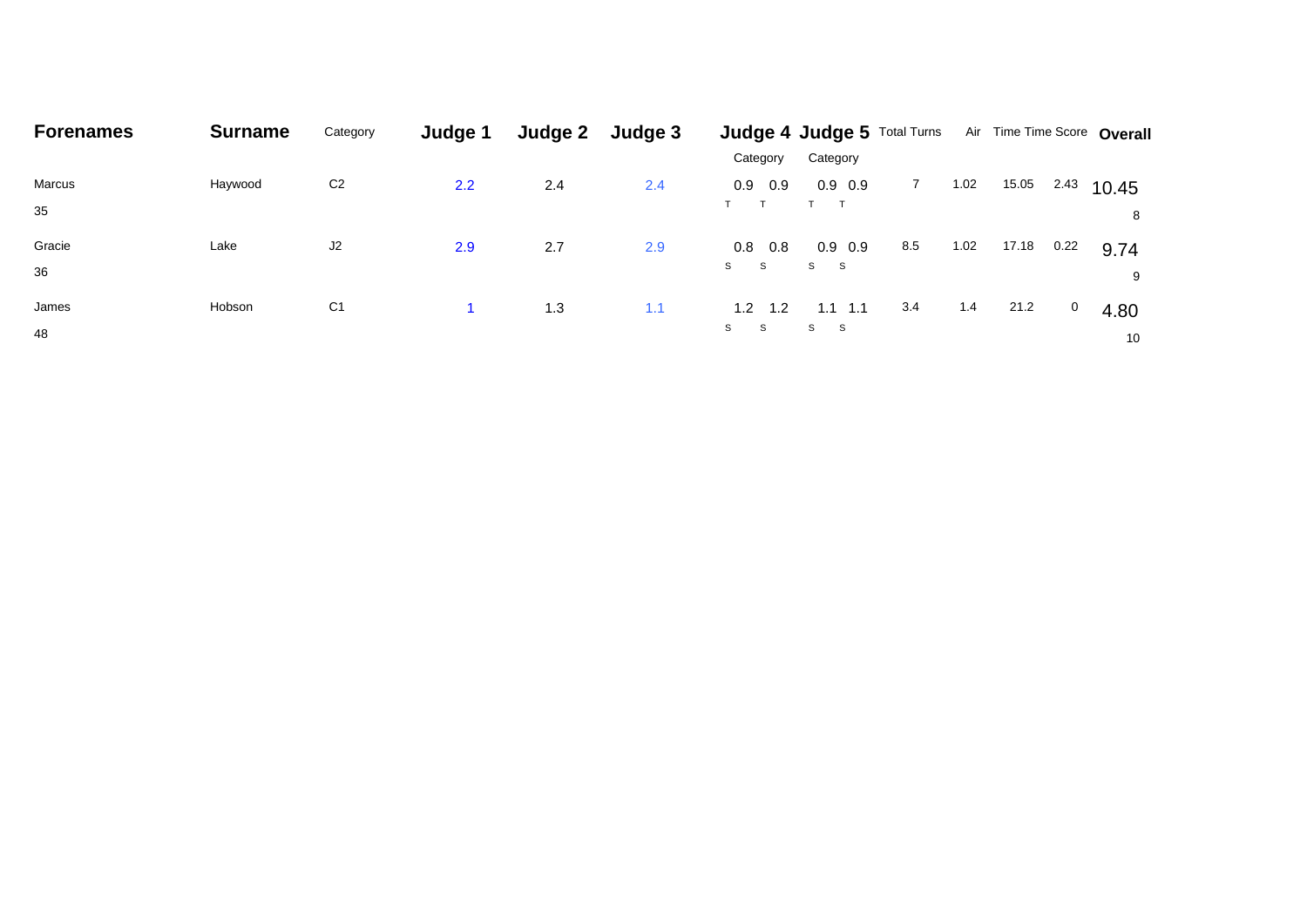| Forenames | Surname | Category | Judge 1 | Judge 2 | Judge 3 | Judge 4 Category | | Judge 5 Category | | Total Turns | Air | Time | Time Score | Overall |
|---|---|---|---|---|---|---|---|---|---|---|---|---|---|---|
| Marcus 35 | Haywood | C2 | 2.2 | 2.4 | 2.4 | 0.9 T | 0.9 T | 0.9 T | 0.9 T | 7 | 1.02 | 15.05 | 2.43 | 10.45 8 |
| Gracie 36 | Lake | J2 | 2.9 | 2.7 | 2.9 | 0.8 S | 0.8 S | 0.9 S | 0.9 S | 8.5 | 1.02 | 17.18 | 0.22 | 9.74 9 |
| James 48 | Hobson | C1 | 1 | 1.3 | 1.1 | 1.2 S | 1.2 S | 1.1 S | 1.1 S | 3.4 | 1.4 | 21.2 | 0 | 4.80 10 |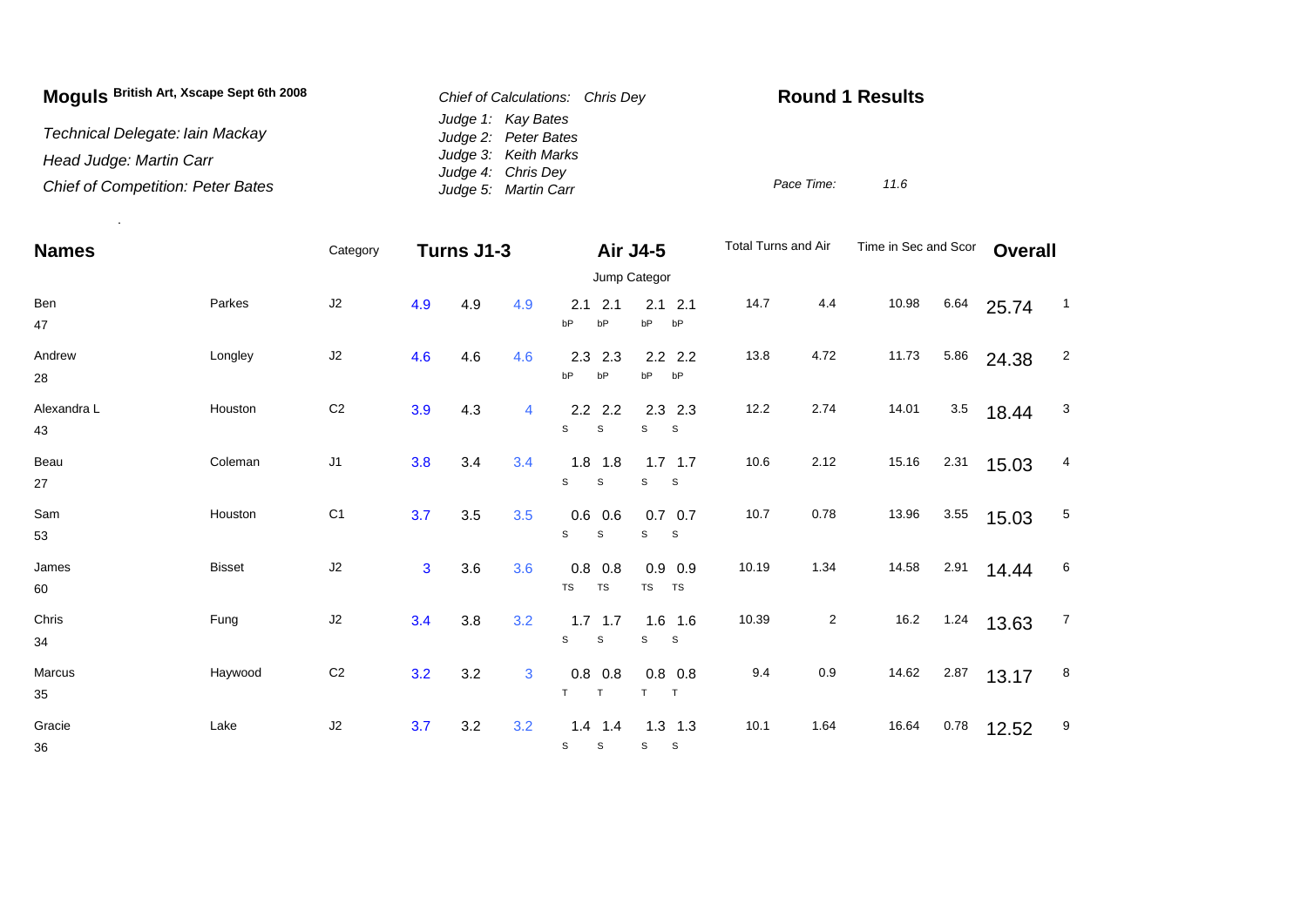**Moguls** British Art, Xscape Sept 6th 2008

*Technical Delegate: Iain Mackay*

*Head Judge: Martin Carr*

*Chief of Competition: Peter Bates*

*Chief of Calculations: Chris Dey*

*Judge 1: Kay Bates*
*Judge 2: Peter Bates*
*Judge 3: Keith Marks*
*Judge 4: Chris Dey*
*Judge 5: Martin Carr*

**Round 1 Results**

*Pace Time:* *11.6*

| Names | | Category | Turns J1-3 | | | Air J4-5 | | | | Total Turns and Air | | Time in Sec and Scor | | Overall | |
|---|---|---|---|---|---|---|---|---|---|---|---|---|---|---|---|
| | | | | | | Jump Categor | | | | | | | | | |
| Ben 47 | Parkes | J2 | 4.9 | 4.9 | 4.9 | 2.1 bP | 2.1 bP | 2.1 bP | 2.1 bP | 14.7 | 4.4 | 10.98 | 6.64 | 25.74 | 1 |
| Andrew 28 | Longley | J2 | 4.6 | 4.6 | 4.6 | 2.3 bP | 2.3 bP | 2.2 bP | 2.2 bP | 13.8 | 4.72 | 11.73 | 5.86 | 24.38 | 2 |
| Alexandra L 43 | Houston | C2 | 3.9 | 4.3 | 4 | 2.2 S | 2.2 S | 2.3 S | 2.3 S | 12.2 | 2.74 | 14.01 | 3.5 | 18.44 | 3 |
| Beau 27 | Coleman | J1 | 3.8 | 3.4 | 3.4 | 1.8 S | 1.8 S | 1.7 S | 1.7 S | 10.6 | 2.12 | 15.16 | 2.31 | 15.03 | 4 |
| Sam 53 | Houston | C1 | 3.7 | 3.5 | 3.5 | 0.6 S | 0.6 S | 0.7 S | 0.7 S | 10.7 | 0.78 | 13.96 | 3.55 | 15.03 | 5 |
| James 60 | Bisset | J2 | 3 | 3.6 | 3.6 | 0.8 TS | 0.8 TS | 0.9 TS | 0.9 TS | 10.19 | 1.34 | 14.58 | 2.91 | 14.44 | 6 |
| Chris 34 | Fung | J2 | 3.4 | 3.8 | 3.2 | 1.7 S | 1.7 S | 1.6 S | 1.6 S | 10.39 | 2 | 16.2 | 1.24 | 13.63 | 7 |
| Marcus 35 | Haywood | C2 | 3.2 | 3.2 | 3 | 0.8 T | 0.8 T | 0.8 T | 0.8 T | 9.4 | 0.9 | 14.62 | 2.87 | 13.17 | 8 |
| Gracie 36 | Lake | J2 | 3.7 | 3.2 | 3.2 | 1.4 S | 1.4 S | 1.3 S | 1.3 S | 10.1 | 1.64 | 16.64 | 0.78 | 12.52 | 9 |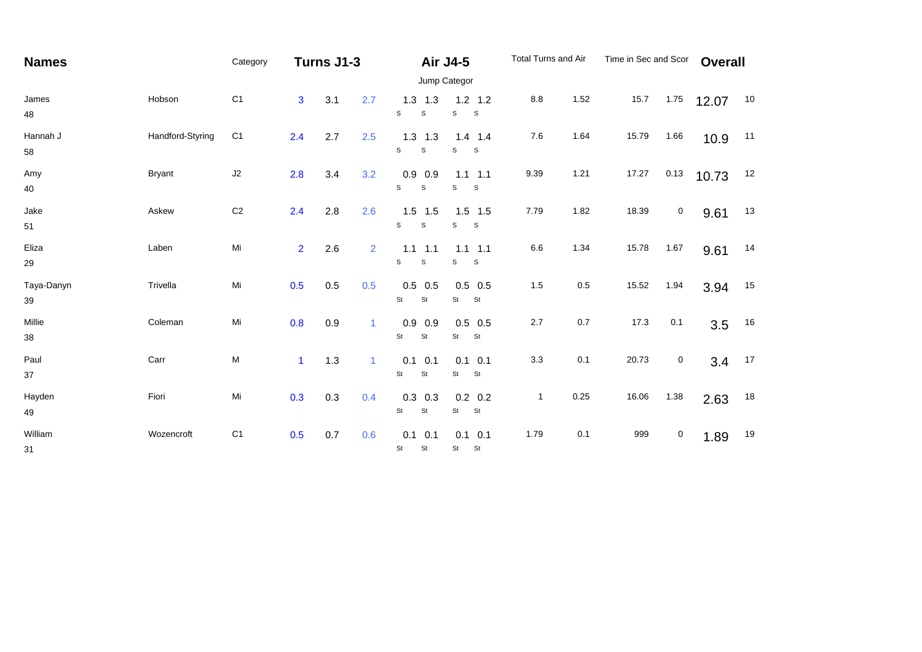| Names | | Category | Turns J1-3 | | | Air J4-5 | | | | Total Turns and Air | | Time in Sec and Scor | | Overall | |
|---|---|---|---|---|---|---|---|---|---|---|---|---|---|---|---|
| | | | | | | Jump Categor | | | | | | | | | |
| James 48 | Hobson | C1 | 3 | 3.1 | 2.7 | 1.3 S | 1.3 S | 1.2 S | 1.2 S | 8.8 | 1.52 | 15.7 | 1.75 | 12.07 | 10 |
| Hannah J 58 | Handford-Styring | C1 | 2.4 | 2.7 | 2.5 | 1.3 S | 1.3 S | 1.4 S | 1.4 S | 7.6 | 1.64 | 15.79 | 1.66 | 10.9 | 11 |
| Amy 40 | Bryant | J2 | 2.8 | 3.4 | 3.2 | 0.9 S | 0.9 S | 1.1 S | 1.1 S | 9.39 | 1.21 | 17.27 | 0.13 | 10.73 | 12 |
| Jake 51 | Askew | C2 | 2.4 | 2.8 | 2.6 | 1.5 S | 1.5 S | 1.5 S | 1.5 S | 7.79 | 1.82 | 18.39 | 0 | 9.61 | 13 |
| Eliza 29 | Laben | Mi | 2 | 2.6 | 2 | 1.1 S | 1.1 S | 1.1 S | 1.1 S | 6.6 | 1.34 | 15.78 | 1.67 | 9.61 | 14 |
| Taya-Danyn 39 | Trivella | Mi | 0.5 | 0.5 | 0.5 | 0.5 St | 0.5 St | 0.5 St | 0.5 St | 1.5 | 0.5 | 15.52 | 1.94 | 3.94 | 15 |
| Millie 38 | Coleman | Mi | 0.8 | 0.9 | 1 | 0.9 St | 0.9 St | 0.5 St | 0.5 St | 2.7 | 0.7 | 17.3 | 0.1 | 3.5 | 16 |
| Paul 37 | Carr | M | 1 | 1.3 | 1 | 0.1 St | 0.1 St | 0.1 St | 0.1 St | 3.3 | 0.1 | 20.73 | 0 | 3.4 | 17 |
| Hayden 49 | Fiori | Mi | 0.3 | 0.3 | 0.4 | 0.3 St | 0.3 St | 0.2 St | 0.2 St | 1 | 0.25 | 16.06 | 1.38 | 2.63 | 18 |
| William 31 | Wozencroft | C1 | 0.5 | 0.7 | 0.6 | 0.1 St | 0.1 St | 0.1 St | 0.1 St | 1.79 | 0.1 | 999 | 0 | 1.89 | 19 |